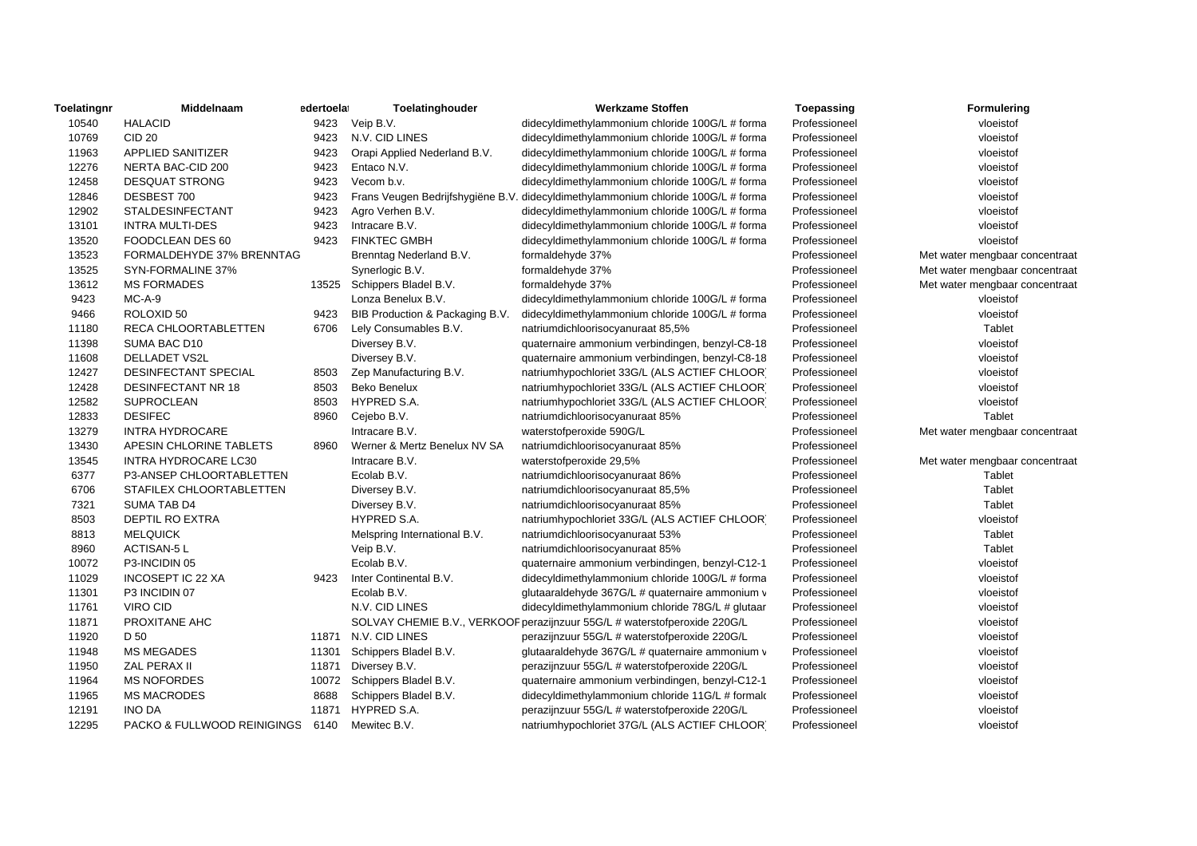| Toelatingnr | Middelnaam | edertoela | Toelatinghouder | Werkzame Stoffen | Toepassing | Formulering |
|---|---|---|---|---|---|---|
| 10540 | HALACID | 9423 | Veip B.V. | didecyldimethylammonium chloride 100G/L # forma | Professioneel | vloeistof |
| 10769 | CID 20 | 9423 | N.V. CID LINES | didecyldimethylammonium chloride 100G/L # forma | Professioneel | vloeistof |
| 11963 | APPLIED SANITIZER | 9423 | Orapi Applied Nederland B.V. | didecyldimethylammonium chloride 100G/L # forma | Professioneel | vloeistof |
| 12276 | NERTA BAC-CID 200 | 9423 | Entaco N.V. | didecyldimethylammonium chloride 100G/L # forma | Professioneel | vloeistof |
| 12458 | DESQUAT STRONG | 9423 | Vecom b.v. | didecyldimethylammonium chloride 100G/L # forma | Professioneel | vloeistof |
| 12846 | DESBEST 700 | 9423 | Frans Veugen Bedrijfshygiëne B.V. | didecyldimethylammonium chloride 100G/L # forma | Professioneel | vloeistof |
| 12902 | STALDESINFECTANT | 9423 | Agro Verhen B.V. | didecyldimethylammonium chloride 100G/L # forma | Professioneel | vloeistof |
| 13101 | INTRA MULTI-DES | 9423 | Intracare B.V. | didecyldimethylammonium chloride 100G/L # forma | Professioneel | vloeistof |
| 13520 | FOODCLEAN DES 60 | 9423 | FINKTEC GMBH | didecyldimethylammonium chloride 100G/L # forma | Professioneel | vloeistof |
| 13523 | FORMALDEHYDE 37% BRENNTAG | | Brenntag Nederland B.V. | formaldehyde 37% | Professioneel | Met water mengbaar concentraat |
| 13525 | SYN-FORMALINE 37% | | Synerlogic B.V. | formaldehyde 37% | Professioneel | Met water mengbaar concentraat |
| 13612 | MS FORMADES | 13525 | Schippers Bladel B.V. | formaldehyde 37% | Professioneel | Met water mengbaar concentraat |
| 9423 | MC-A-9 | | Lonza Benelux B.V. | didecyldimethylammonium chloride 100G/L # forma | Professioneel | vloeistof |
| 9466 | ROLOXID 50 | 9423 | BIB Production & Packaging B.V. | didecyldimethylammonium chloride 100G/L # forma | Professioneel | vloeistof |
| 11180 | RECA CHLOORTABLETTEN | 6706 | Lely Consumables B.V. | natriumdichloorisocyanuraat 85,5% | Professioneel | Tablet |
| 11398 | SUMA BAC D10 | | Diversey B.V. | quaternaire ammonium verbindingen, benzyl-C8-18 | Professioneel | vloeistof |
| 11608 | DELLADET VS2L | | Diversey B.V. | quaternaire ammonium verbindingen, benzyl-C8-18 | Professioneel | vloeistof |
| 12427 | DESINFECTANT SPECIAL | 8503 | Zep Manufacturing B.V. | natriumhypochloriet 33G/L (ALS ACTIEF CHLOOR) | Professioneel | vloeistof |
| 12428 | DESINFECTANT NR 18 | 8503 | Beko Benelux | natriumhypochloriet 33G/L (ALS ACTIEF CHLOOR) | Professioneel | vloeistof |
| 12582 | SUPROCLEAN | 8503 | HYPRED S.A. | natriumhypochloriet 33G/L (ALS ACTIEF CHLOOR) | Professioneel | vloeistof |
| 12833 | DESIFEC | 8960 | Cejebo B.V. | natriumdichloorisocyanuraat 85% | Professioneel | Tablet |
| 13279 | INTRA HYDROCARE | | Intracare B.V. | waterstofperoxide 590G/L | Professioneel | Met water mengbaar concentraat |
| 13430 | APESIN CHLORINE TABLETS | 8960 | Werner & Mertz Benelux NV SA | natriumdichloorisocyanuraat 85% | Professioneel | |
| 13545 | INTRA HYDROCARE LC30 | | Intracare B.V. | waterstofperoxide 29,5% | Professioneel | Met water mengbaar concentraat |
| 6377 | P3-ANSEP CHLOORTABLETTEN | | Ecolab B.V. | natriumdichloorisocyanuraat 86% | Professioneel | Tablet |
| 6706 | STAFILEX CHLOORTABLETTEN | | Diversey B.V. | natriumdichloorisocyanuraat 85,5% | Professioneel | Tablet |
| 7321 | SUMA TAB D4 | | Diversey B.V. | natriumdichloorisocyanuraat 85% | Professioneel | Tablet |
| 8503 | DEPTIL RO EXTRA | | HYPRED S.A. | natriumhypochloriet 33G/L (ALS ACTIEF CHLOOR) | Professioneel | vloeistof |
| 8813 | MELQUICK | | Melspring International B.V. | natriumdichloorisocyanuraat 53% | Professioneel | Tablet |
| 8960 | ACTISAN-5 L | | Veip B.V. | natriumdichloorisocyanuraat 85% | Professioneel | Tablet |
| 10072 | P3-INCIDIN 05 | | Ecolab B.V. | quaternaire ammonium verbindingen, benzyl-C12-1 | Professioneel | vloeistof |
| 11029 | INCOSEPT IC 22 XA | 9423 | Inter Continental B.V. | didecyldimethylammonium chloride 100G/L # forma | Professioneel | vloeistof |
| 11301 | P3 INCIDIN 07 | | Ecolab B.V. | glutaaraldehyde 367G/L # quaternaire ammonium v | Professioneel | vloeistof |
| 11761 | VIRO CID | | N.V. CID LINES | didecyldimethylammonium chloride 78G/L # glutaar | Professioneel | vloeistof |
| 11871 | PROXITANE AHC | | SOLVAY CHEMIE B.V., VERKOOF | perazijnzuur 55G/L # waterstofperoxide 220G/L | Professioneel | vloeistof |
| 11920 | D 50 | 11871 | N.V. CID LINES | perazijnzuur 55G/L # waterstofperoxide 220G/L | Professioneel | vloeistof |
| 11948 | MS MEGADES | 11301 | Schippers Bladel B.V. | glutaaraldehyde 367G/L # quaternaire ammonium v | Professioneel | vloeistof |
| 11950 | ZAL PERAX II | 11871 | Diversey B.V. | perazijnzuur 55G/L # waterstofperoxide 220G/L | Professioneel | vloeistof |
| 11964 | MS NOFORDES | 10072 | Schippers Bladel B.V. | quaternaire ammonium verbindingen, benzyl-C12-1 | Professioneel | vloeistof |
| 11965 | MS MACRODES | 8688 | Schippers Bladel B.V. | didecyldimethylammonium chloride 11G/L # formald | Professioneel | vloeistof |
| 12191 | INO DA | 11871 | HYPRED S.A. | perazijnzuur 55G/L # waterstofperoxide 220G/L | Professioneel | vloeistof |
| 12295 | PACKO & FULLWOOD REINIGINGS | 6140 | Mewitec B.V. | natriumhypochloriet 37G/L (ALS ACTIEF CHLOOR) | Professioneel | vloeistof |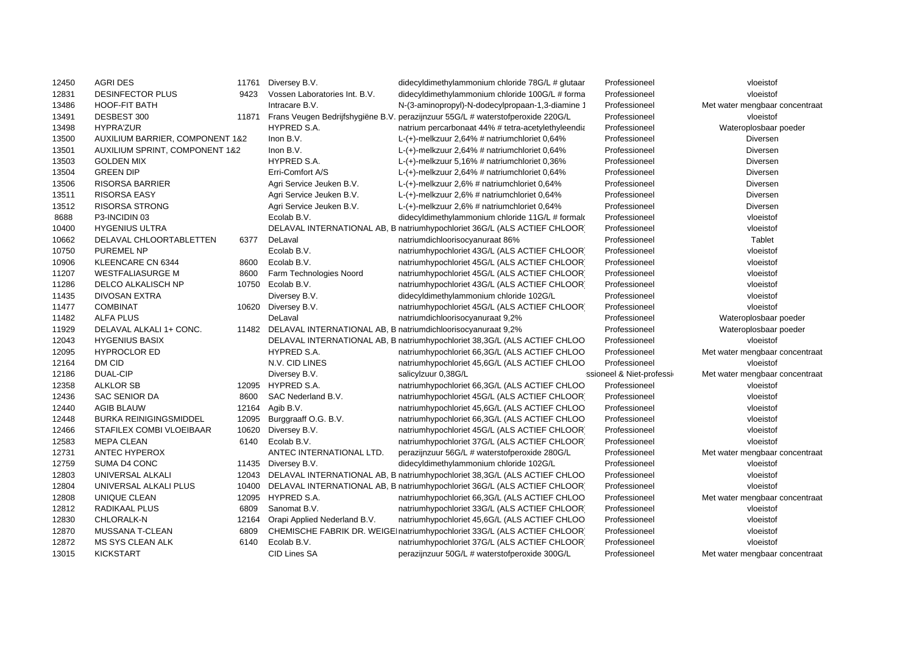| | | | | | | |
|---|---|---|---|---|---|---|
| 12450 | AGRI DES | 11761 | Diversey B.V. | didecyldimethylammonium chloride 78G/L # glutaar | Professioneel | vloeistof |
| 12831 | DESINFECTOR PLUS | 9423 | Vossen Laboratories Int. B.V. | didecyldimethylammonium chloride 100G/L # forma | Professioneel | vloeistof |
| 13486 | HOOF-FIT BATH | | Intracare B.V. | N-(3-aminopropyl)-N-dodecylpropaan-1,3-diamine 1 | Professioneel | Met water mengbaar concentraat |
| 13491 | DESBEST 300 | 11871 | Frans Veugen Bedrijfshygiëne B.V. | perazijnzuur 55G/L # waterstofperoxide 220G/L | Professioneel | vloeistof |
| 13498 | HYPRA'ZUR | | HYPRED S.A. | natrium percarbonaat 44% # tetra-acetylethyleendia | Professioneel | Wateroplosbaar poeder |
| 13500 | AUXILIUM BARRIER, COMPONENT 1&2 | | Inon B.V. | L-(+)-melkzuur 2,64% # natriumchloriet 0,64% | Professioneel | Diversen |
| 13501 | AUXILIUM SPRINT, COMPONENT 1&2 | | Inon B.V. | L-(+)-melkzuur 2,64% # natriumchloriet 0,64% | Professioneel | Diversen |
| 13503 | GOLDEN MIX | | HYPRED S.A. | L-(+)-melkzuur 5,16% # natriumchloriet 0,36% | Professioneel | Diversen |
| 13504 | GREEN DIP | | Erri-Comfort A/S | L-(+)-melkzuur 2,64% # natriumchloriet 0,64% | Professioneel | Diversen |
| 13506 | RISORSA BARRIER | | Agri Service Jeuken B.V. | L-(+)-melkzuur 2,6% # natriumchloriet 0,64% | Professioneel | Diversen |
| 13511 | RISORSA EASY | | Agri Service Jeuken B.V. | L-(+)-melkzuur 2,6% # natriumchloriet 0,64% | Professioneel | Diversen |
| 13512 | RISORSA STRONG | | Agri Service Jeuken B.V. | L-(+)-melkzuur 2,6% # natriumchloriet 0,64% | Professioneel | Diversen |
| 8688 | P3-INCIDIN 03 | | Ecolab B.V. | didecyldimethylammonium chloride 11G/L # formald | Professioneel | vloeistof |
| 10400 | HYGENIUS ULTRA | | DELAVAL INTERNATIONAL AB, B | natriumhypochloriet 36G/L (ALS ACTIEF CHLOOR) | Professioneel | vloeistof |
| 10662 | DELAVAL CHLOORTABLETTEN | 6377 | DeLaval | natriumdichloorisocyanuraat 86% | Professioneel | Tablet |
| 10750 | PUREMEL NP | | Ecolab B.V. | natriumhypochloriet 43G/L (ALS ACTIEF CHLOOR) | Professioneel | vloeistof |
| 10906 | KLEENCARE CN 6344 | 8600 | Ecolab B.V. | natriumhypochloriet 45G/L (ALS ACTIEF CHLOOR) | Professioneel | vloeistof |
| 11207 | WESTFALIASURGE M | 8600 | Farm Technologies Noord | natriumhypochloriet 45G/L (ALS ACTIEF CHLOOR) | Professioneel | vloeistof |
| 11286 | DELCO ALKALISCH NP | 10750 | Ecolab B.V. | natriumhypochloriet 43G/L (ALS ACTIEF CHLOOR) | Professioneel | vloeistof |
| 11435 | DIVOSAN EXTRA | | Diversey B.V. | didecyldimethylammonium chloride 102G/L | Professioneel | vloeistof |
| 11477 | COMBINAT | 10620 | Diversey B.V. | natriumhypochloriet 45G/L (ALS ACTIEF CHLOOR) | Professioneel | vloeistof |
| 11482 | ALFA PLUS | | DeLaval | natriumdichloorisocyanuraat 9,2% | Professioneel | Wateroplosbaar poeder |
| 11929 | DELAVAL ALKALI 1+ CONC. | 11482 | DELAVAL INTERNATIONAL AB, B | natriumdichloorisocyanuraat 9,2% | Professioneel | Wateroplosbaar poeder |
| 12043 | HYGENIUS BASIX | | DELAVAL INTERNATIONAL AB, B | natriumhypochloriet 38,3G/L (ALS ACTIEF CHLOO | Professioneel | vloeistof |
| 12095 | HYPROCLOR ED | | HYPRED S.A. | natriumhypochloriet 66,3G/L (ALS ACTIEF CHLOO | Professioneel | Met water mengbaar concentraat |
| 12164 | DM CID | | N.V. CID LINES | natriumhypochloriet 45,6G/L (ALS ACTIEF CHLOO | Professioneel | vloeistof |
| 12186 | DUAL-CIP | | Diversey B.V. | salicylzuur 0,38G/L | ssioneel & Niet-professi | Met water mengbaar concentraat |
| 12358 | ALKLOR SB | 12095 | HYPRED S.A. | natriumhypochloriet 66,3G/L (ALS ACTIEF CHLOO | Professioneel | vloeistof |
| 12436 | SAC SENIOR DA | 8600 | SAC Nederland B.V. | natriumhypochloriet 45G/L (ALS ACTIEF CHLOOR) | Professioneel | vloeistof |
| 12440 | AGIB BLAUW | 12164 | Agib B.V. | natriumhypochloriet 45,6G/L (ALS ACTIEF CHLOO | Professioneel | vloeistof |
| 12448 | BURKA REINIGINGSMIDDEL | 12095 | Burggraaff O.G. B.V. | natriumhypochloriet 66,3G/L (ALS ACTIEF CHLOO | Professioneel | vloeistof |
| 12466 | STAFILEX COMBI VLOEIBAAR | 10620 | Diversey B.V. | natriumhypochloriet 45G/L (ALS ACTIEF CHLOOR) | Professioneel | vloeistof |
| 12583 | MEPA CLEAN | 6140 | Ecolab B.V. | natriumhypochloriet 37G/L (ALS ACTIEF CHLOOR) | Professioneel | vloeistof |
| 12731 | ANTEC HYPEROX | | ANTEC INTERNATIONAL LTD. | perazijnzuur 56G/L # waterstofperoxide 280G/L | Professioneel | Met water mengbaar concentraat |
| 12759 | SUMA D4 CONC | 11435 | Diversey B.V. | didecyldimethylammonium chloride 102G/L | Professioneel | vloeistof |
| 12803 | UNIVERSAL ALKALI | 12043 | DELAVAL INTERNATIONAL AB, B | natriumhypochloriet 38,3G/L (ALS ACTIEF CHLOO | Professioneel | vloeistof |
| 12804 | UNIVERSAL ALKALI PLUS | 10400 | DELAVAL INTERNATIONAL AB, B | natriumhypochloriet 36G/L (ALS ACTIEF CHLOOR) | Professioneel | vloeistof |
| 12808 | UNIQUE CLEAN | 12095 | HYPRED S.A. | natriumhypochloriet 66,3G/L (ALS ACTIEF CHLOO | Professioneel | Met water mengbaar concentraat |
| 12812 | RADIKAAL PLUS | 6809 | Sanomat B.V. | natriumhypochloriet 33G/L (ALS ACTIEF CHLOOR) | Professioneel | vloeistof |
| 12830 | CHLORALK-N | 12164 | Orapi Applied Nederland B.V. | natriumhypochloriet 45,6G/L (ALS ACTIEF CHLOO | Professioneel | vloeistof |
| 12870 | MUSSANA T-CLEAN | 6809 | CHEMISCHE FABRIK DR. WEIGEI | natriumhypochloriet 33G/L (ALS ACTIEF CHLOOR) | Professioneel | vloeistof |
| 12872 | MS SYS CLEAN ALK | 6140 | Ecolab B.V. | natriumhypochloriet 37G/L (ALS ACTIEF CHLOOR) | Professioneel | vloeistof |
| 13015 | KICKSTART | | CID Lines SA | perazijnzuur 50G/L # waterstofperoxide 300G/L | Professioneel | Met water mengbaar concentraat |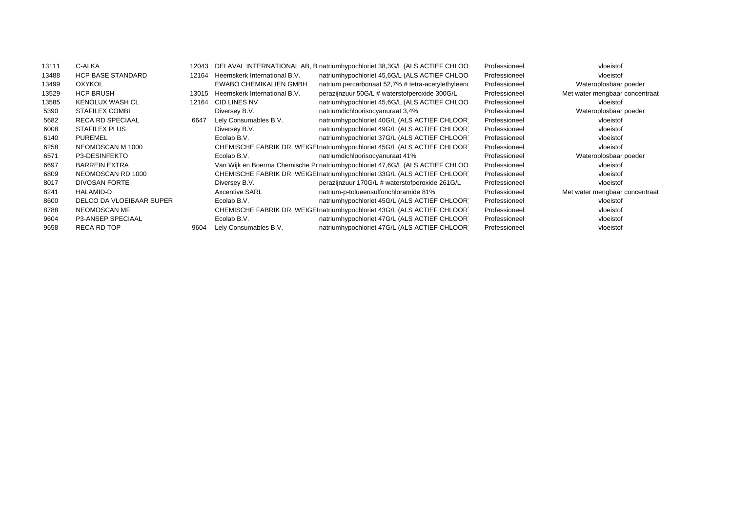| | | | | | | |
|---|---|---|---|---|---|---|
| 13111 | C-ALKA | 12043 | DELAVAL INTERNATIONAL AB, B | natriumhypochloriet 38,3G/L (ALS ACTIEF CHLOO | Professioneel | vloeistof |
| 13488 | HCP BASE STANDARD | 12164 | Heemskerk International B.V. | natriumhypochloriet 45,6G/L (ALS ACTIEF CHLOO | Professioneel | vloeistof |
| 13499 | OXYKOL | | EWABO CHEMIKALIEN GMBH | natrium percarbonaat 52,7% # tetra-acetylethyleen | Professioneel | Wateroplosbaar poeder |
| 13529 | HCP BRUSH | 13015 | Heemskerk International B.V. | perazijnzuur 50G/L # waterstofperoxide 300G/L | Professioneel | Met water mengbaar concentraat |
| 13585 | KENOLUX WASH CL | 12164 | CID LINES NV | natriumhypochloriet 45,6G/L (ALS ACTIEF CHLOO | Professioneel | vloeistof |
| 5390 | STAFILEX COMBI | | Diversey B.V. | natriumdichloorisocyanuraat 3,4% | Professioneel | Wateroplosbaar poeder |
| 5682 | RECA RD SPECIAAL | 6647 | Lely Consumables B.V. | natriumhypochloriet 40G/L (ALS ACTIEF CHLOOR | Professioneel | vloeistof |
| 6008 | STAFILEX PLUS | | Diversey B.V. | natriumhypochloriet 49G/L (ALS ACTIEF CHLOOR | Professioneel | vloeistof |
| 6140 | PUREMEL | | Ecolab B.V. | natriumhypochloriet 37G/L (ALS ACTIEF CHLOOR | Professioneel | vloeistof |
| 6258 | NEOMOSCAN M 1000 | | CHEMISCHE FABRIK DR. WEIGE | natriumhypochloriet 45G/L (ALS ACTIEF CHLOOR | Professioneel | vloeistof |
| 6571 | P3-DESINFEKTO | | Ecolab B.V. | natriumdichloorisocyanuraat 41% | Professioneel | Wateroplosbaar poeder |
| 6697 | BARREIN EXTRA | | Van Wijk en Boerma Chemische Pr | natriumhypochloriet 47,6G/L (ALS ACTIEF CHLOO | Professioneel | vloeistof |
| 6809 | NEOMOSCAN RD 1000 | | CHEMISCHE FABRIK DR. WEIGE | natriumhypochloriet 33G/L (ALS ACTIEF CHLOOR | Professioneel | vloeistof |
| 8017 | DIVOSAN FORTE | | Diversey B.V. | perazijnzuur 170G/L # waterstofperoxide 261G/L | Professioneel | vloeistof |
| 8241 | HALAMID-D | | Axcentive SARL | natrium-p-tolueensulfonchloramide 81% | Professioneel | Met water mengbaar concentraat |
| 8600 | DELCO DA VLOEIBAAR SUPER | | Ecolab B.V. | natriumhypochloriet 45G/L (ALS ACTIEF CHLOOR | Professioneel | vloeistof |
| 8788 | NEOMOSCAN MF | | CHEMISCHE FABRIK DR. WEIGE | natriumhypochloriet 43G/L (ALS ACTIEF CHLOOR | Professioneel | vloeistof |
| 9604 | P3-ANSEP SPECIAAL | | Ecolab B.V. | natriumhypochloriet 47G/L (ALS ACTIEF CHLOOR | Professioneel | vloeistof |
| 9658 | RECA RD TOP | 9604 | Lely Consumables B.V. | natriumhypochloriet 47G/L (ALS ACTIEF CHLOOR | Professioneel | vloeistof |